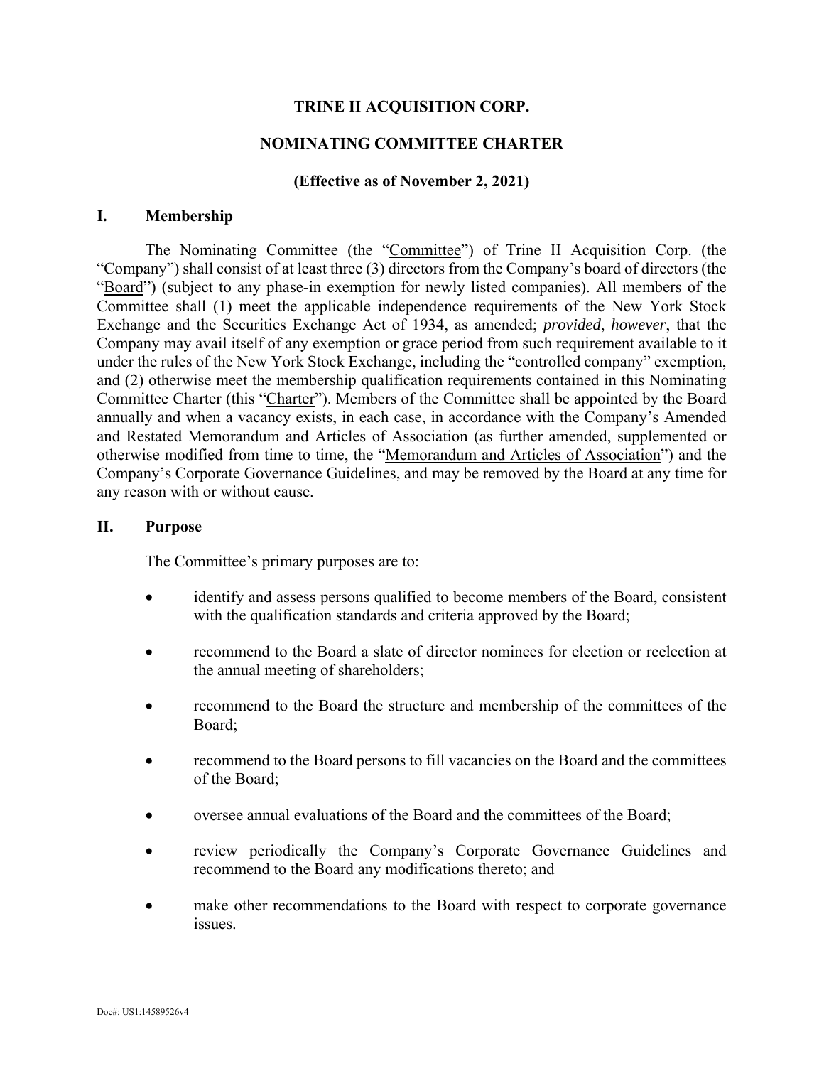# TRINE II ACQUISITION CORP.

## NOMINATING COMMITTEE CHARTER

**(Effective as of November 2, 2021)**

## I. Membership

The Nominating Committee (the "Committee") of Trine II Acquisition Corp. (the "Company") shall consist of at least three (3) directors from the Company's board of directors (the "Board") (subject to any phase-in exemption for newly listed companies). All members of the Committee shall (1) meet the applicable independence requirements of the New York Stock Exchange and the Securities Exchange Act of 1934, as amended; *provided*, *however*, that the Company may avail itself of any exemption or grace period from such requirement available to it under the rules of the New York Stock Exchange, including the "controlled company" exemption, and (2) otherwise meet the membership qualification requirements contained in this Nominating Committee Charter (this "Charter"). Members of the Committee shall be appointed by the Board annually and when a vacancy exists, in each case, in accordance with the Company's Amended and Restated Memorandum and Articles of Association (as further amended, supplemented or otherwise modified from time to time, the "Memorandum and Articles of Association") and the Company's Corporate Governance Guidelines, and may be removed by the Board at any time for any reason with or without cause.

## II. Purpose

The Committee's primary purposes are to:

- identify and assess persons qualified to become members of the Board, consistent with the qualification standards and criteria approved by the Board;
- recommend to the Board a slate of director nominees for election or reelection at the annual meeting of shareholders;
- recommend to the Board the structure and membership of the committees of the Board;
- recommend to the Board persons to fill vacancies on the Board and the committees of the Board;
- oversee annual evaluations of the Board and the committees of the Board;
- review periodically the Company's Corporate Governance Guidelines and recommend to the Board any modifications thereto; and
- make other recommendations to the Board with respect to corporate governance issues.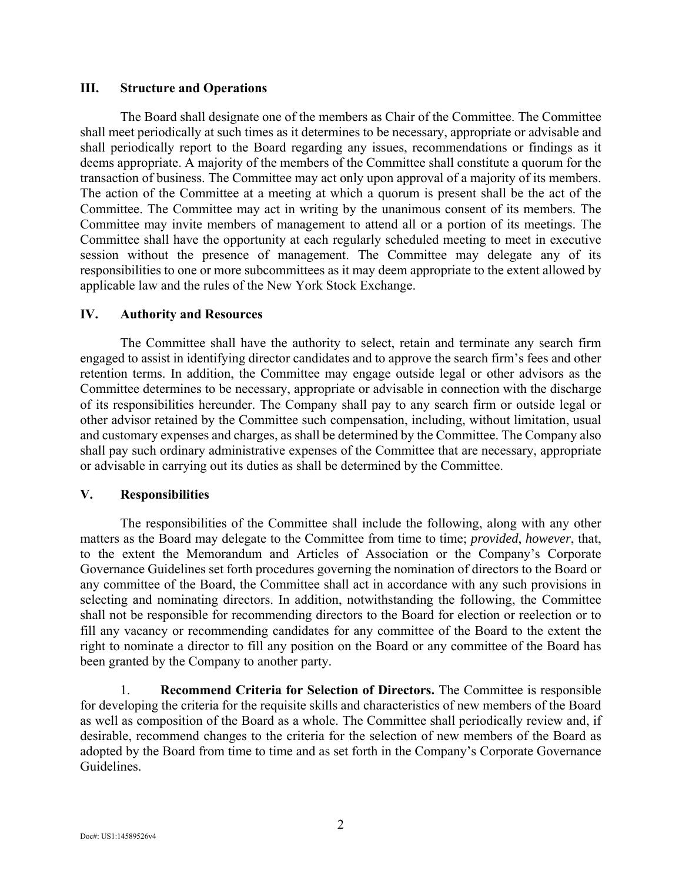## III. Structure and Operations

The Board shall designate one of the members as Chair of the Committee. The Committee shall meet periodically at such times as it determines to be necessary, appropriate or advisable and shall periodically report to the Board regarding any issues, recommendations or findings as it deems appropriate. A majority of the members of the Committee shall constitute a quorum for the transaction of business. The Committee may act only upon approval of a majority of its members. The action of the Committee at a meeting at which a quorum is present shall be the act of the Committee. The Committee may act in writing by the unanimous consent of its members. The Committee may invite members of management to attend all or a portion of its meetings. The Committee shall have the opportunity at each regularly scheduled meeting to meet in executive session without the presence of management. The Committee may delegate any of its responsibilities to one or more subcommittees as it may deem appropriate to the extent allowed by applicable law and the rules of the New York Stock Exchange.

## IV. Authority and Resources

The Committee shall have the authority to select, retain and terminate any search firm engaged to assist in identifying director candidates and to approve the search firm's fees and other retention terms. In addition, the Committee may engage outside legal or other advisors as the Committee determines to be necessary, appropriate or advisable in connection with the discharge of its responsibilities hereunder. The Company shall pay to any search firm or outside legal or other advisor retained by the Committee such compensation, including, without limitation, usual and customary expenses and charges, as shall be determined by the Committee. The Company also shall pay such ordinary administrative expenses of the Committee that are necessary, appropriate or advisable in carrying out its duties as shall be determined by the Committee.

## V. Responsibilities

The responsibilities of the Committee shall include the following, along with any other matters as the Board may delegate to the Committee from time to time; *provided*, *however*, that, to the extent the Memorandum and Articles of Association or the Company's Corporate Governance Guidelines set forth procedures governing the nomination of directors to the Board or any committee of the Board, the Committee shall act in accordance with any such provisions in selecting and nominating directors. In addition, notwithstanding the following, the Committee shall not be responsible for recommending directors to the Board for election or reelection or to fill any vacancy or recommending candidates for any committee of the Board to the extent the right to nominate a director to fill any position on the Board or any committee of the Board has been granted by the Company to another party.

1. **Recommend Criteria for Selection of Directors.** The Committee is responsible for developing the criteria for the requisite skills and characteristics of new members of the Board as well as composition of the Board as a whole. The Committee shall periodically review and, if desirable, recommend changes to the criteria for the selection of new members of the Board as adopted by the Board from time to time and as set forth in the Company's Corporate Governance Guidelines.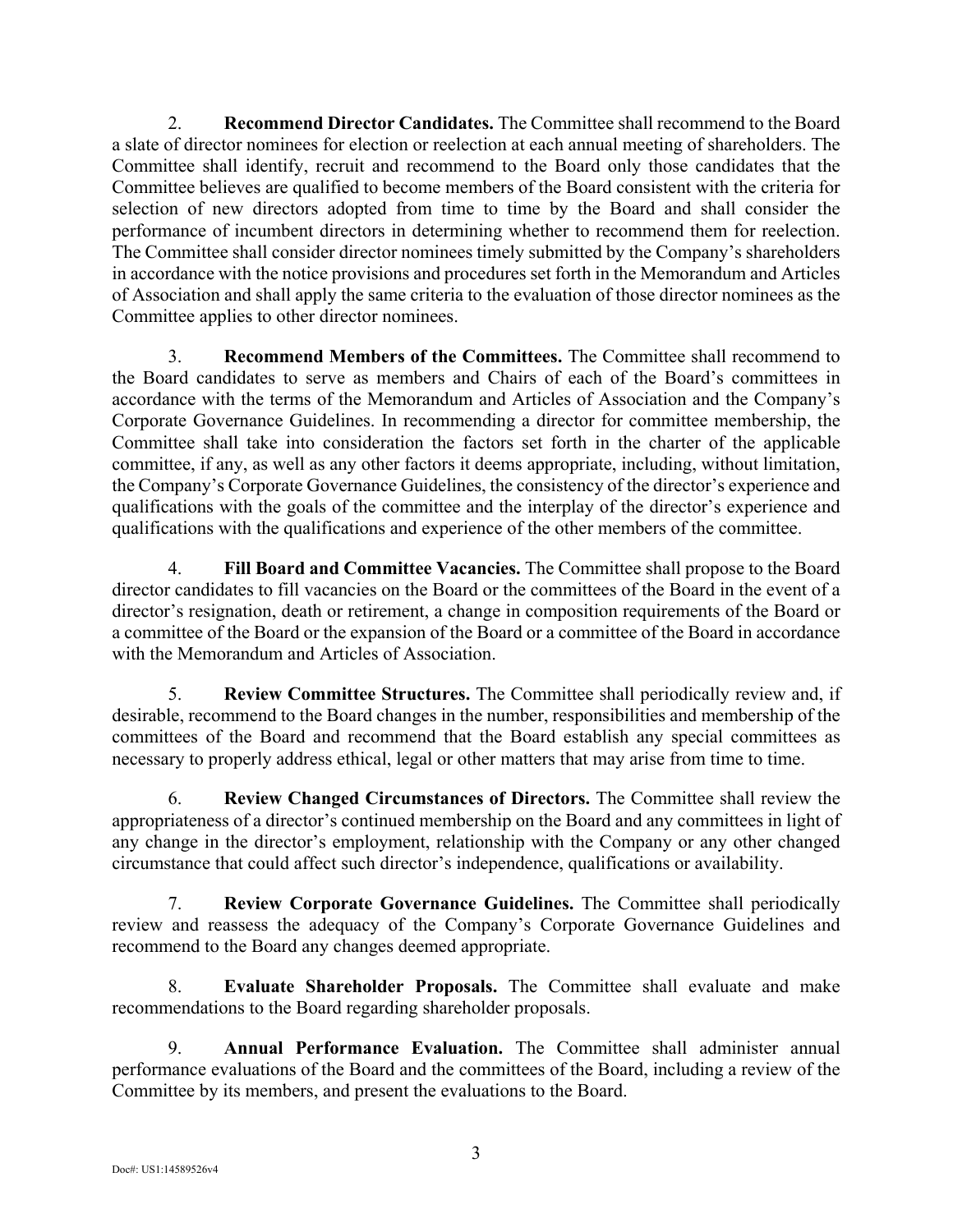2. **Recommend Director Candidates.** The Committee shall recommend to the Board a slate of director nominees for election or reelection at each annual meeting of shareholders. The Committee shall identify, recruit and recommend to the Board only those candidates that the Committee believes are qualified to become members of the Board consistent with the criteria for selection of new directors adopted from time to time by the Board and shall consider the performance of incumbent directors in determining whether to recommend them for reelection. The Committee shall consider director nominees timely submitted by the Company's shareholders in accordance with the notice provisions and procedures set forth in the Memorandum and Articles of Association and shall apply the same criteria to the evaluation of those director nominees as the Committee applies to other director nominees.

3. **Recommend Members of the Committees.** The Committee shall recommend to the Board candidates to serve as members and Chairs of each of the Board's committees in accordance with the terms of the Memorandum and Articles of Association and the Company's Corporate Governance Guidelines. In recommending a director for committee membership, the Committee shall take into consideration the factors set forth in the charter of the applicable committee, if any, as well as any other factors it deems appropriate, including, without limitation, the Company's Corporate Governance Guidelines, the consistency of the director's experience and qualifications with the goals of the committee and the interplay of the director's experience and qualifications with the qualifications and experience of the other members of the committee.

4. **Fill Board and Committee Vacancies.** The Committee shall propose to the Board director candidates to fill vacancies on the Board or the committees of the Board in the event of a director's resignation, death or retirement, a change in composition requirements of the Board or a committee of the Board or the expansion of the Board or a committee of the Board in accordance with the Memorandum and Articles of Association.

5. **Review Committee Structures.** The Committee shall periodically review and, if desirable, recommend to the Board changes in the number, responsibilities and membership of the committees of the Board and recommend that the Board establish any special committees as necessary to properly address ethical, legal or other matters that may arise from time to time.

6. **Review Changed Circumstances of Directors.** The Committee shall review the appropriateness of a director's continued membership on the Board and any committees in light of any change in the director's employment, relationship with the Company or any other changed circumstance that could affect such director's independence, qualifications or availability.

7. **Review Corporate Governance Guidelines.** The Committee shall periodically review and reassess the adequacy of the Company's Corporate Governance Guidelines and recommend to the Board any changes deemed appropriate.

8. **Evaluate Shareholder Proposals.** The Committee shall evaluate and make recommendations to the Board regarding shareholder proposals.

9. **Annual Performance Evaluation.** The Committee shall administer annual performance evaluations of the Board and the committees of the Board, including a review of the Committee by its members, and present the evaluations to the Board.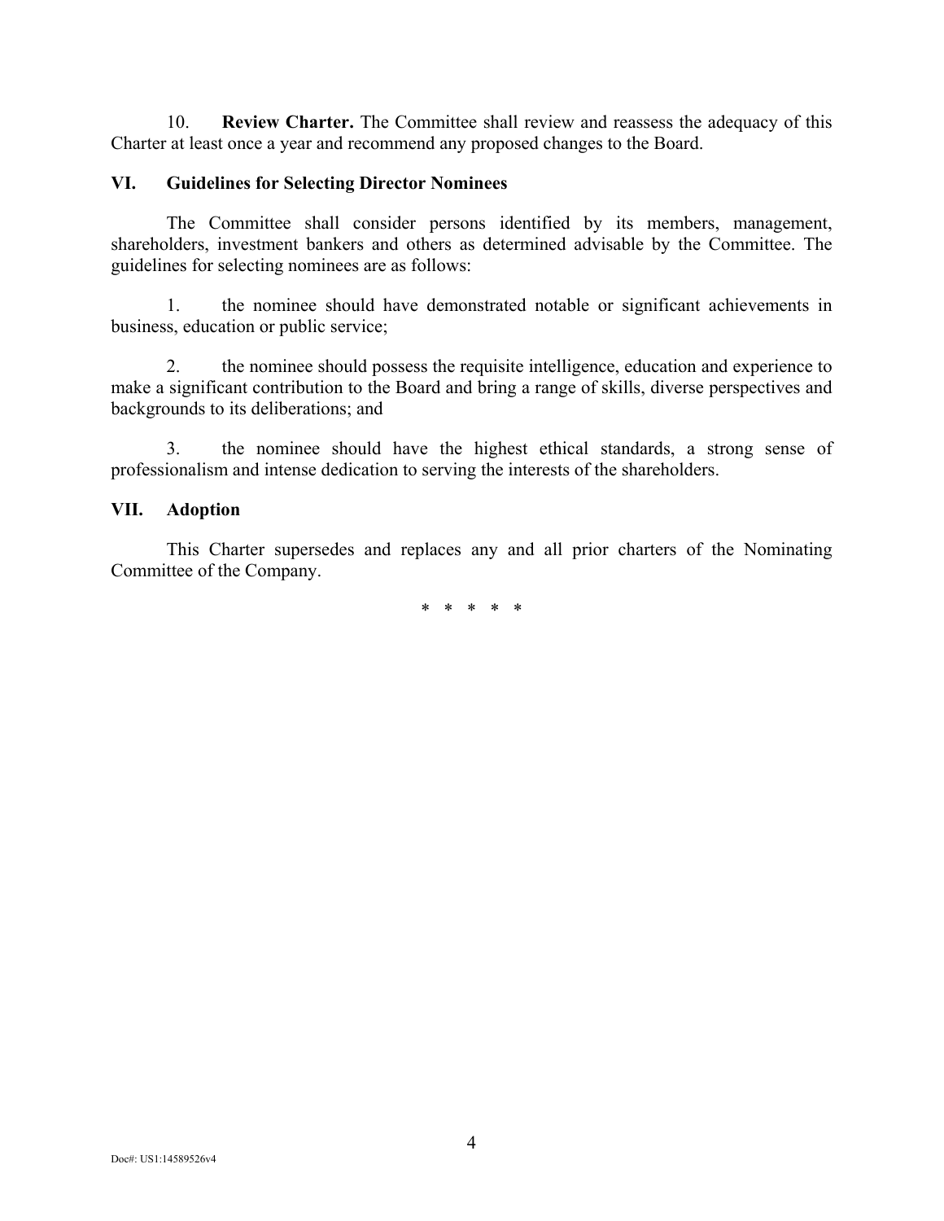10. **Review Charter.** The Committee shall review and reassess the adequacy of this Charter at least once a year and recommend any proposed changes to the Board.

## VI. Guidelines for Selecting Director Nominees

The Committee shall consider persons identified by its members, management, shareholders, investment bankers and others as determined advisable by the Committee. The guidelines for selecting nominees are as follows:

1. the nominee should have demonstrated notable or significant achievements in business, education or public service;

2. the nominee should possess the requisite intelligence, education and experience to make a significant contribution to the Board and bring a range of skills, diverse perspectives and backgrounds to its deliberations; and

3. the nominee should have the highest ethical standards, a strong sense of professionalism and intense dedication to serving the interests of the shareholders.

## VII. Adoption

This Charter supersedes and replaces any and all prior charters of the Nominating Committee of the Company.

\* \* \* \* \*

Doc#: US1:14589526v4